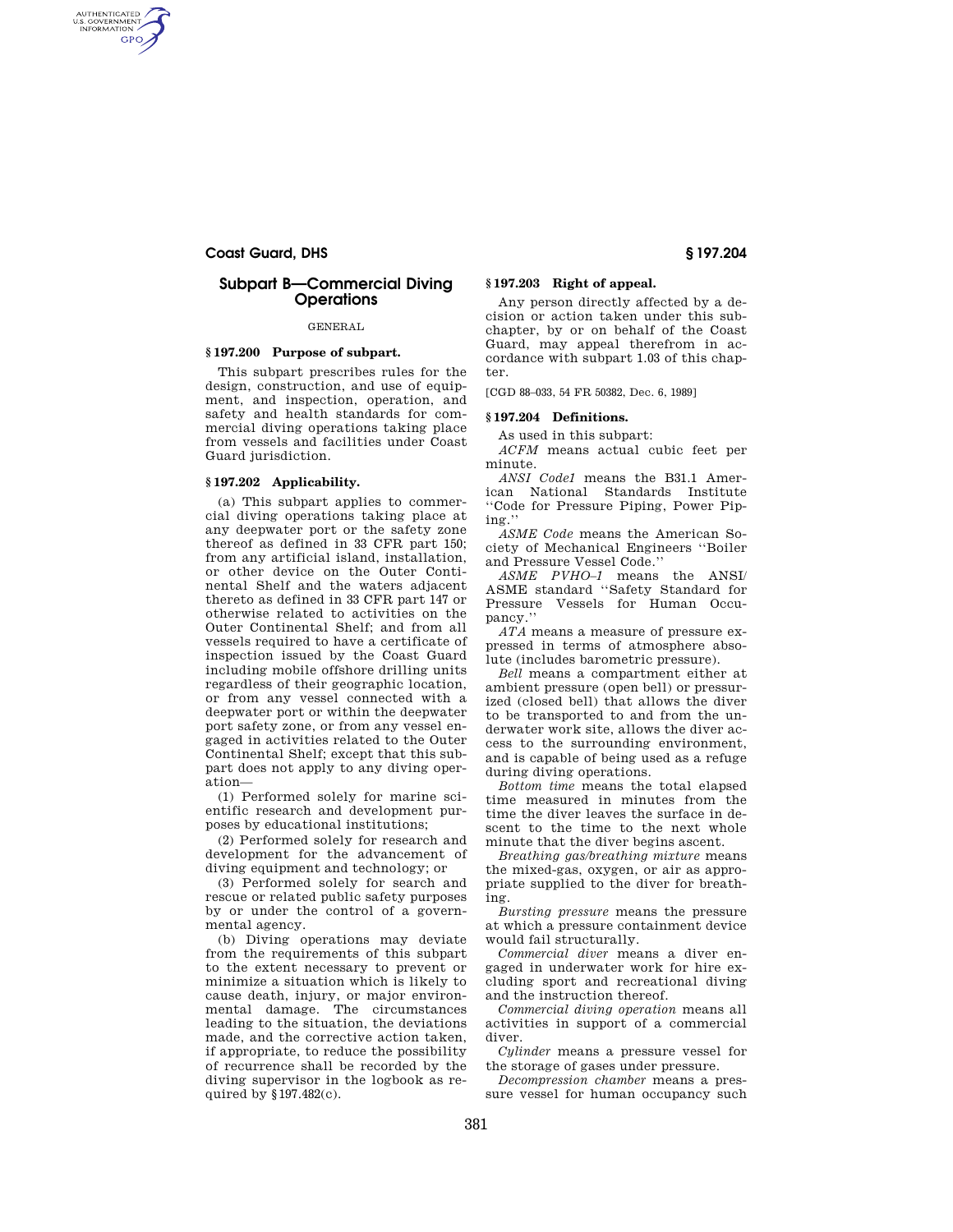## Subpart B—Commercial Diving Operations

GENERAL

### § 197.200 Purpose of subpart.

This subpart prescribes rules for the design, construction, and use of equipment, and inspection, operation, and safety and health standards for commercial diving operations taking place from vessels and facilities under Coast Guard jurisdiction.

### § 197.202 Applicability.

(a) This subpart applies to commercial diving operations taking place at any deepwater port or the safety zone thereof as defined in 33 CFR part 150; from any artificial island, installation, or other device on the Outer Continental Shelf and the waters adjacent thereto as defined in 33 CFR part 147 or otherwise related to activities on the Outer Continental Shelf; and from all vessels required to have a certificate of inspection issued by the Coast Guard including mobile offshore drilling units regardless of their geographic location, or from any vessel connected with a deepwater port or within the deepwater port safety zone, or from any vessel engaged in activities related to the Outer Continental Shelf; except that this subpart does not apply to any diving operation—

(1) Performed solely for marine scientific research and development purposes by educational institutions;

(2) Performed solely for research and development for the advancement of diving equipment and technology; or

(3) Performed solely for search and rescue or related public safety purposes by or under the control of a governmental agency.

(b) Diving operations may deviate from the requirements of this subpart to the extent necessary to prevent or minimize a situation which is likely to cause death, injury, or major environmental damage. The circumstances leading to the situation, the deviations made, and the corrective action taken, if appropriate, to reduce the possibility of recurrence shall be recorded by the diving supervisor in the logbook as required by §197.482(c).

### § 197.203 Right of appeal.

Any person directly affected by a decision or action taken under this subchapter, by or on behalf of the Coast Guard, may appeal therefrom in accordance with subpart 1.03 of this chapter.

[CGD 88–033, 54 FR 50382, Dec. 6, 1989]

### § 197.204 Definitions.

As used in this subpart:

*ACFM* means actual cubic feet per minute.

*ANSI Code1* means the B31.1 American National Standards Institute ''Code for Pressure Piping, Power Piping.''

*ASME Code* means the American Society of Mechanical Engineers ''Boiler and Pressure Vessel Code.''

*ASME PVHO–1* means the ANSI/ASME standard ''Safety Standard for Pressure Vessels for Human Occupancy.''

*ATA* means a measure of pressure expressed in terms of atmosphere absolute (includes barometric pressure).

*Bell* means a compartment either at ambient pressure (open bell) or pressurized (closed bell) that allows the diver to be transported to and from the underwater work site, allows the diver access to the surrounding environment, and is capable of being used as a refuge during diving operations.

*Bottom time* means the total elapsed time measured in minutes from the time the diver leaves the surface in descent to the time to the next whole minute that the diver begins ascent.

*Breathing gas/breathing mixture* means the mixed-gas, oxygen, or air as appropriate supplied to the diver for breathing.

*Bursting pressure* means the pressure at which a pressure containment device would fail structurally.

*Commercial diver* means a diver engaged in underwater work for hire excluding sport and recreational diving and the instruction thereof.

*Commercial diving operation* means all activities in support of a commercial diver.

*Cylinder* means a pressure vessel for the storage of gases under pressure.

*Decompression chamber* means a pressure vessel for human occupancy such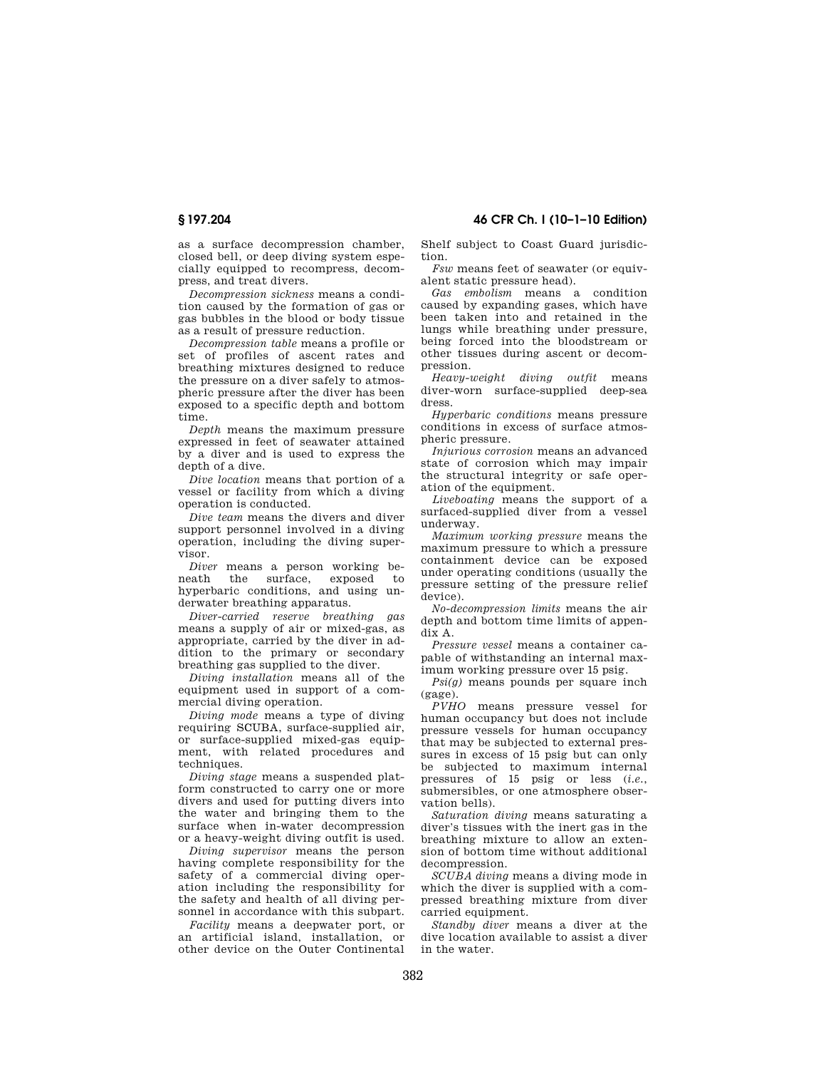as a surface decompression chamber, closed bell, or deep diving system especially equipped to recompress, decompress, and treat divers.

*Decompression sickness* means a condition caused by the formation of gas or gas bubbles in the blood or body tissue as a result of pressure reduction.

*Decompression table* means a profile or set of profiles of ascent rates and breathing mixtures designed to reduce the pressure on a diver safely to atmospheric pressure after the diver has been exposed to a specific depth and bottom time.

*Depth* means the maximum pressure expressed in feet of seawater attained by a diver and is used to express the depth of a dive.

*Dive location* means that portion of a vessel or facility from which a diving operation is conducted.

*Dive team* means the divers and diver support personnel involved in a diving operation, including the diving supervisor.

*Diver* means a person working beneath the surface, exposed to hyperbaric conditions, and using underwater breathing apparatus.

*Diver-carried reserve breathing gas* means a supply of air or mixed-gas, as appropriate, carried by the diver in addition to the primary or secondary breathing gas supplied to the diver.

*Diving installation* means all of the equipment used in support of a commercial diving operation.

*Diving mode* means a type of diving requiring SCUBA, surface-supplied air, or surface-supplied mixed-gas equipment, with related procedures and techniques.

*Diving stage* means a suspended platform constructed to carry one or more divers and used for putting divers into the water and bringing them to the surface when in-water decompression or a heavy-weight diving outfit is used.

*Diving supervisor* means the person having complete responsibility for the safety of a commercial diving operation including the responsibility for the safety and health of all diving personnel in accordance with this subpart.

*Facility* means a deepwater port, or an artificial island, installation, or other device on the Outer Continental Shelf subject to Coast Guard jurisdiction.

*Fsw* means feet of seawater (or equivalent static pressure head).

*Gas embolism* means a condition caused by expanding gases, which have been taken into and retained in the lungs while breathing under pressure, being forced into the bloodstream or other tissues during ascent or decompression.

*Heavy-weight diving outfit* means diver-worn surface-supplied deep-sea dress.

*Hyperbaric conditions* means pressure conditions in excess of surface atmospheric pressure.

*Injurious corrosion* means an advanced state of corrosion which may impair the structural integrity or safe operation of the equipment.

*Liveboating* means the support of a surfaced-supplied diver from a vessel underway.

*Maximum working pressure* means the maximum pressure to which a pressure containment device can be exposed under operating conditions (usually the pressure setting of the pressure relief device).

*No-decompression limits* means the air depth and bottom time limits of appendix A.

*Pressure vessel* means a container capable of withstanding an internal maximum working pressure over 15 psig.

*Psi(g)* means pounds per square inch (gage).

*PVHO* means pressure vessel for human occupancy but does not include pressure vessels for human occupancy that may be subjected to external pressures in excess of 15 psig but can only be subjected to maximum internal pressures of 15 psig or less (*i.e.*, submersibles, or one atmosphere observation bells).

*Saturation diving* means saturating a diver's tissues with the inert gas in the breathing mixture to allow an extension of bottom time without additional decompression.

*SCUBA diving* means a diving mode in which the diver is supplied with a compressed breathing mixture from diver carried equipment.

*Standby diver* means a diver at the dive location available to assist a diver in the water.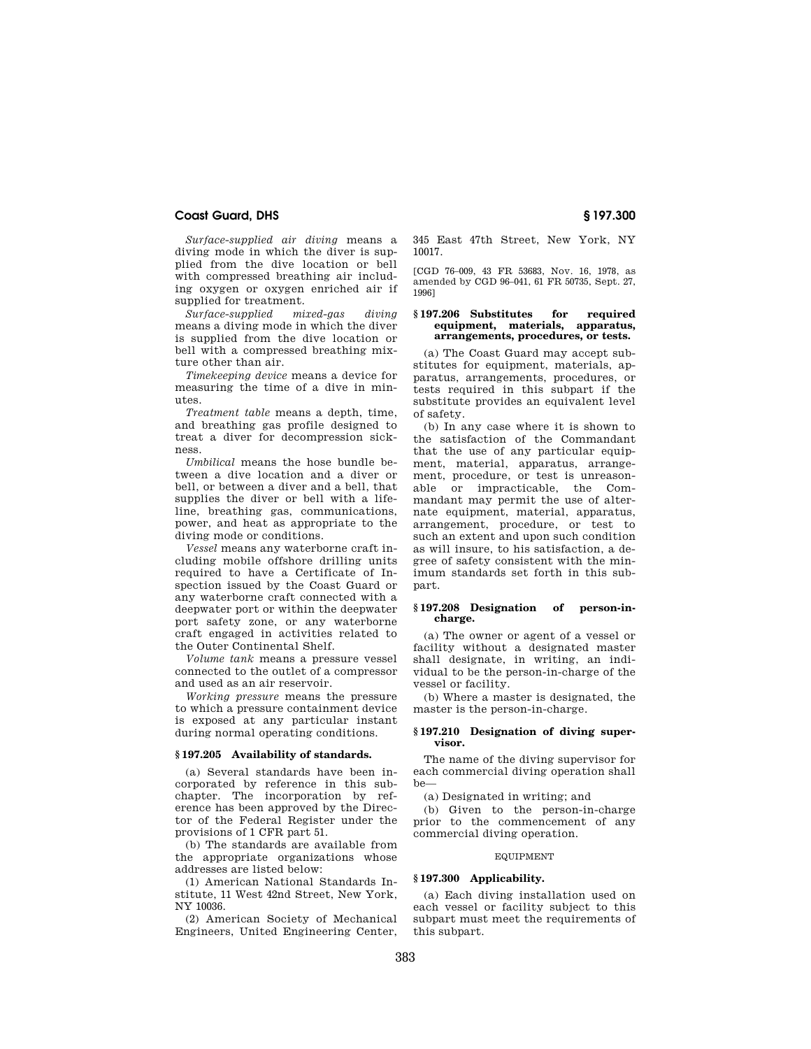*Surface-supplied air diving* means a diving mode in which the diver is supplied from the dive location or bell with compressed breathing air including oxygen or oxygen enriched air if supplied for treatment.

*Surface-supplied mixed-gas diving* means a diving mode in which the diver is supplied from the dive location or bell with a compressed breathing mixture other than air.

*Timekeeping device* means a device for measuring the time of a dive in minutes.

*Treatment table* means a depth, time, and breathing gas profile designed to treat a diver for decompression sickness.

*Umbilical* means the hose bundle between a dive location and a diver or bell, or between a diver and a bell, that supplies the diver or bell with a lifeline, breathing gas, communications, power, and heat as appropriate to the diving mode or conditions.

*Vessel* means any waterborne craft including mobile offshore drilling units required to have a Certificate of Inspection issued by the Coast Guard or any waterborne craft connected with a deepwater port or within the deepwater port safety zone, or any waterborne craft engaged in activities related to the Outer Continental Shelf.

*Volume tank* means a pressure vessel connected to the outlet of a compressor and used as an air reservoir.

*Working pressure* means the pressure to which a pressure containment device is exposed at any particular instant during normal operating conditions.

### § 197.205 Availability of standards.

(a) Several standards have been incorporated by reference in this subchapter. The incorporation by reference has been approved by the Director of the Federal Register under the provisions of 1 CFR part 51.

(b) The standards are available from the appropriate organizations whose addresses are listed below:

(1) American National Standards Institute, 11 West 42nd Street, New York, NY 10036.

(2) American Society of Mechanical Engineers, United Engineering Center, 345 East 47th Street, New York, NY 10017.

[CGD 76–009, 43 FR 53683, Nov. 16, 1978, as amended by CGD 96–041, 61 FR 50735, Sept. 27, 1996]

### § 197.206 Substitutes for required equipment, materials, apparatus, arrangements, procedures, or tests.

(a) The Coast Guard may accept substitutes for equipment, materials, apparatus, arrangements, procedures, or tests required in this subpart if the substitute provides an equivalent level of safety.

(b) In any case where it is shown to the satisfaction of the Commandant that the use of any particular equipment, material, apparatus, arrangement, procedure, or test is unreasonable or impracticable, the Commandant may permit the use of alternate equipment, material, apparatus, arrangement, procedure, or test to such an extent and upon such condition as will insure, to his satisfaction, a degree of safety consistent with the minimum standards set forth in this subpart.

### § 197.208 Designation of person-in-charge.

(a) The owner or agent of a vessel or facility without a designated master shall designate, in writing, an individual to be the person-in-charge of the vessel or facility.

(b) Where a master is designated, the master is the person-in-charge.

### § 197.210 Designation of diving supervisor.

The name of the diving supervisor for each commercial diving operation shall be—

(a) Designated in writing; and

(b) Given to the person-in-charge prior to the commencement of any commercial diving operation.

EQUIPMENT

### § 197.300 Applicability.

(a) Each diving installation used on each vessel or facility subject to this subpart must meet the requirements of this subpart.